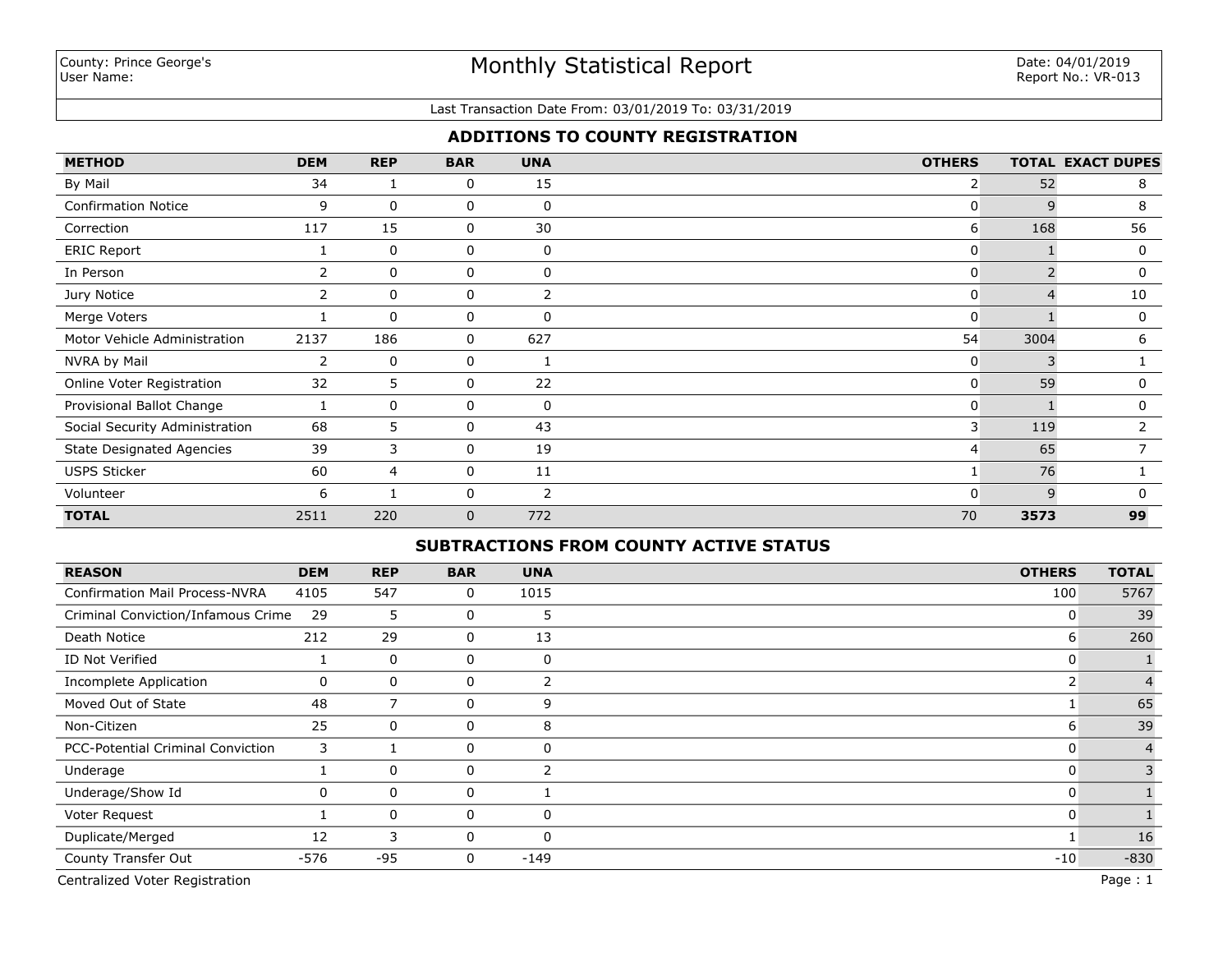County: Prince George's
User Name:

# Monthly Statistical Report

Date: 04/01/2019
Report No.: VR-013

Last Transaction Date From: 03/01/2019 To: 03/31/2019

## ADDITIONS TO COUNTY REGISTRATION

| METHOD | DEM | REP | BAR | UNA | OTHERS | TOTAL | EXACT DUPES |
|---|---|---|---|---|---|---|---|
| By Mail | 34 | 1 | 0 | 15 | 2 | 52 | 8 |
| Confirmation Notice | 9 | 0 | 0 | 0 | 0 | 9 | 8 |
| Correction | 117 | 15 | 0 | 30 | 6 | 168 | 56 |
| ERIC Report | 1 | 0 | 0 | 0 | 0 | 1 | 0 |
| In Person | 2 | 0 | 0 | 0 | 0 | 2 | 0 |
| Jury Notice | 2 | 0 | 0 | 2 | 0 | 4 | 10 |
| Merge Voters | 1 | 0 | 0 | 0 | 0 | 1 | 0 |
| Motor Vehicle Administration | 2137 | 186 | 0 | 627 | 54 | 3004 | 6 |
| NVRA by Mail | 2 | 0 | 0 | 1 | 0 | 3 | 1 |
| Online Voter Registration | 32 | 5 | 0 | 22 | 0 | 59 | 0 |
| Provisional Ballot Change | 1 | 0 | 0 | 0 | 0 | 1 | 0 |
| Social Security Administration | 68 | 5 | 0 | 43 | 3 | 119 | 2 |
| State Designated Agencies | 39 | 3 | 0 | 19 | 4 | 65 | 7 |
| USPS Sticker | 60 | 4 | 0 | 11 | 1 | 76 | 1 |
| Volunteer | 6 | 1 | 0 | 2 | 0 | 9 | 0 |
| **TOTAL** | 2511 | 220 | 0 | 772 | 70 | **3573** | **99** |

## SUBTRACTIONS FROM COUNTY ACTIVE STATUS

| REASON | DEM | REP | BAR | UNA | OTHERS | TOTAL |
|---|---|---|---|---|---|---|
| Confirmation Mail Process-NVRA | 4105 | 547 | 0 | 1015 | 100 | 5767 |
| Criminal Conviction/Infamous Crime | 29 | 5 | 0 | 5 | 0 | 39 |
| Death Notice | 212 | 29 | 0 | 13 | 6 | 260 |
| ID Not Verified | 1 | 0 | 0 | 0 | 0 | 1 |
| Incomplete Application | 0 | 0 | 0 | 2 | 2 | 4 |
| Moved Out of State | 48 | 7 | 0 | 9 | 1 | 65 |
| Non-Citizen | 25 | 0 | 0 | 8 | 6 | 39 |
| PCC-Potential Criminal Conviction | 3 | 1 | 0 | 0 | 0 | 4 |
| Underage | 1 | 0 | 0 | 2 | 0 | 3 |
| Underage/Show Id | 0 | 0 | 0 | 1 | 0 | 1 |
| Voter Request | 1 | 0 | 0 | 0 | 0 | 1 |
| Duplicate/Merged | 12 | 3 | 0 | 0 | 1 | 16 |
| County Transfer Out | -576 | -95 | 0 | -149 | -10 | -830 |

Centralized Voter Registration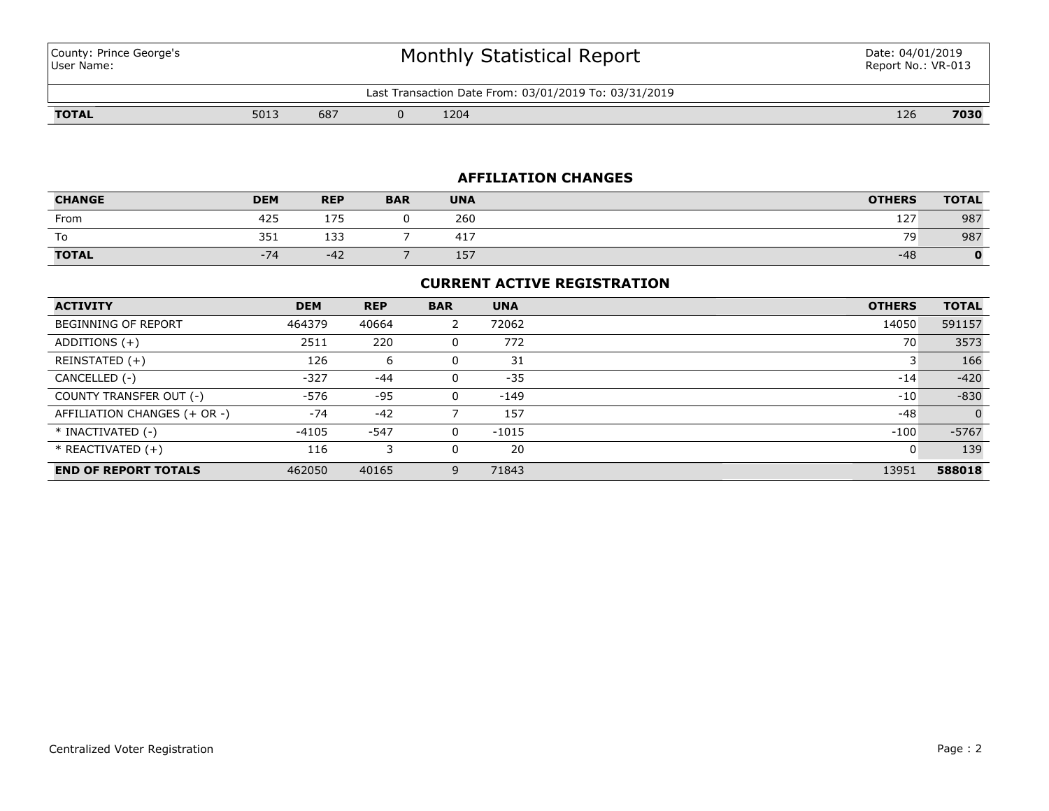| County: Prince George's<br>User Name: | Monthly Statistical Report | Date: 04/01/2019<br>Report No.: VR-013 |
|---|---|---|

Last Transaction Date From: 03/01/2019 To: 03/31/2019

| | | | | | | |
|---|---|---|---|---|---|---|
| **TOTAL** | 5013 | 687 | 0 | 1204 | 126 | **7030** |

## AFFILIATION CHANGES

| CHANGE | DEM | REP | BAR | UNA | OTHERS | TOTAL |
|---|---|---|---|---|---|---|
| From | 425 | 175 | 0 | 260 | 127 | 987 |
| To | 351 | 133 | 7 | 417 | 79 | 987 |
| **TOTAL** | -74 | -42 | 7 | 157 | -48 | **0** |

## CURRENT ACTIVE REGISTRATION

| ACTIVITY | DEM | REP | BAR | UNA | OTHERS | TOTAL |
|---|---|---|---|---|---|---|
| BEGINNING OF REPORT | 464379 | 40664 | 2 | 72062 | 14050 | 591157 |
| ADDITIONS (+) | 2511 | 220 | 0 | 772 | 70 | 3573 |
| REINSTATED (+) | 126 | 6 | 0 | 31 | 3 | 166 |
| CANCELLED (-) | -327 | -44 | 0 | -35 | -14 | -420 |
| COUNTY TRANSFER OUT (-) | -576 | -95 | 0 | -149 | -10 | -830 |
| AFFILIATION CHANGES (+ OR -) | -74 | -42 | 7 | 157 | -48 | 0 |
| * INACTIVATED (-) | -4105 | -547 | 0 | -1015 | -100 | -5767 |
| * REACTIVATED (+) | 116 | 3 | 0 | 20 | 0 | 139 |
| **END OF REPORT TOTALS** | 462050 | 40165 | 9 | 71843 | 13951 | **588018** |

Centralized Voter Registration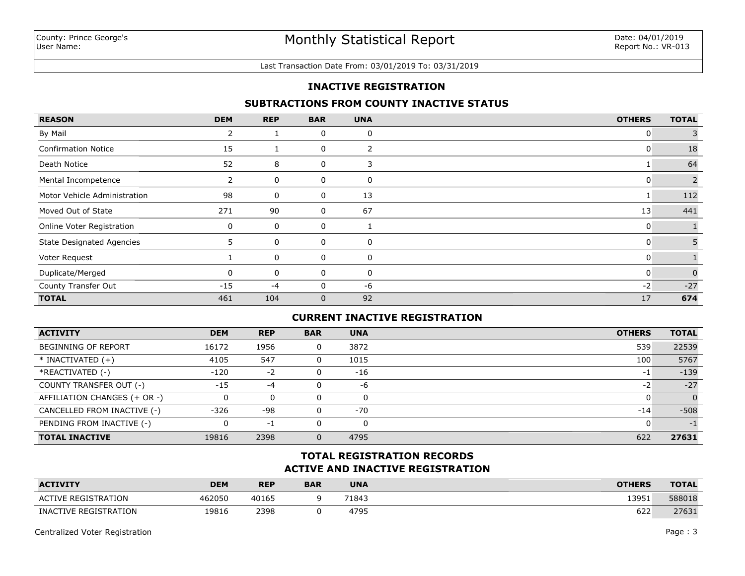County: Prince George's
User Name:

# Monthly Statistical Report

Date: 04/01/2019
Report No.: VR-013

Last Transaction Date From: 03/01/2019 To: 03/31/2019

## INACTIVE REGISTRATION

### SUBTRACTIONS FROM COUNTY INACTIVE STATUS

| REASON | DEM | REP | BAR | UNA | OTHERS | TOTAL |
|---|---|---|---|---|---|---|
| By Mail | 2 | 1 | 0 | 0 | 0 | 3 |
| Confirmation Notice | 15 | 1 | 0 | 2 | 0 | 18 |
| Death Notice | 52 | 8 | 0 | 3 | 1 | 64 |
| Mental Incompetence | 2 | 0 | 0 | 0 | 0 | 2 |
| Motor Vehicle Administration | 98 | 0 | 0 | 13 | 1 | 112 |
| Moved Out of State | 271 | 90 | 0 | 67 | 13 | 441 |
| Online Voter Registration | 0 | 0 | 0 | 1 | 0 | 1 |
| State Designated Agencies | 5 | 0 | 0 | 0 | 0 | 5 |
| Voter Request | 1 | 0 | 0 | 0 | 0 | 1 |
| Duplicate/Merged | 0 | 0 | 0 | 0 | 0 | 0 |
| County Transfer Out | -15 | -4 | 0 | -6 | -2 | -27 |
| **TOTAL** | 461 | 104 | 0 | 92 | 17 | **674** |

### CURRENT INACTIVE REGISTRATION

| ACTIVITY | DEM | REP | BAR | UNA | OTHERS | TOTAL |
|---|---|---|---|---|---|---|
| BEGINNING OF REPORT | 16172 | 1956 | 0 | 3872 | 539 | 22539 |
| * INACTIVATED (+) | 4105 | 547 | 0 | 1015 | 100 | 5767 |
| *REACTIVATED (-) | -120 | -2 | 0 | -16 | -1 | -139 |
| COUNTY TRANSFER OUT (-) | -15 | -4 | 0 | -6 | -2 | -27 |
| AFFILIATION CHANGES (+ OR -) | 0 | 0 | 0 | 0 | 0 | 0 |
| CANCELLED FROM INACTIVE (-) | -326 | -98 | 0 | -70 | -14 | -508 |
| PENDING FROM INACTIVE (-) | 0 | -1 | 0 | 0 | 0 | -1 |
| **TOTAL INACTIVE** | 19816 | 2398 | 0 | 4795 | 622 | **27631** |

### TOTAL REGISTRATION RECORDS
### ACTIVE AND INACTIVE REGISTRATION

| ACTIVITY | DEM | REP | BAR | UNA | OTHERS | TOTAL |
|---|---|---|---|---|---|---|
| ACTIVE REGISTRATION | 462050 | 40165 | 9 | 71843 | 13951 | 588018 |
| INACTIVE REGISTRATION | 19816 | 2398 | 0 | 4795 | 622 | 27631 |

Centralized Voter Registration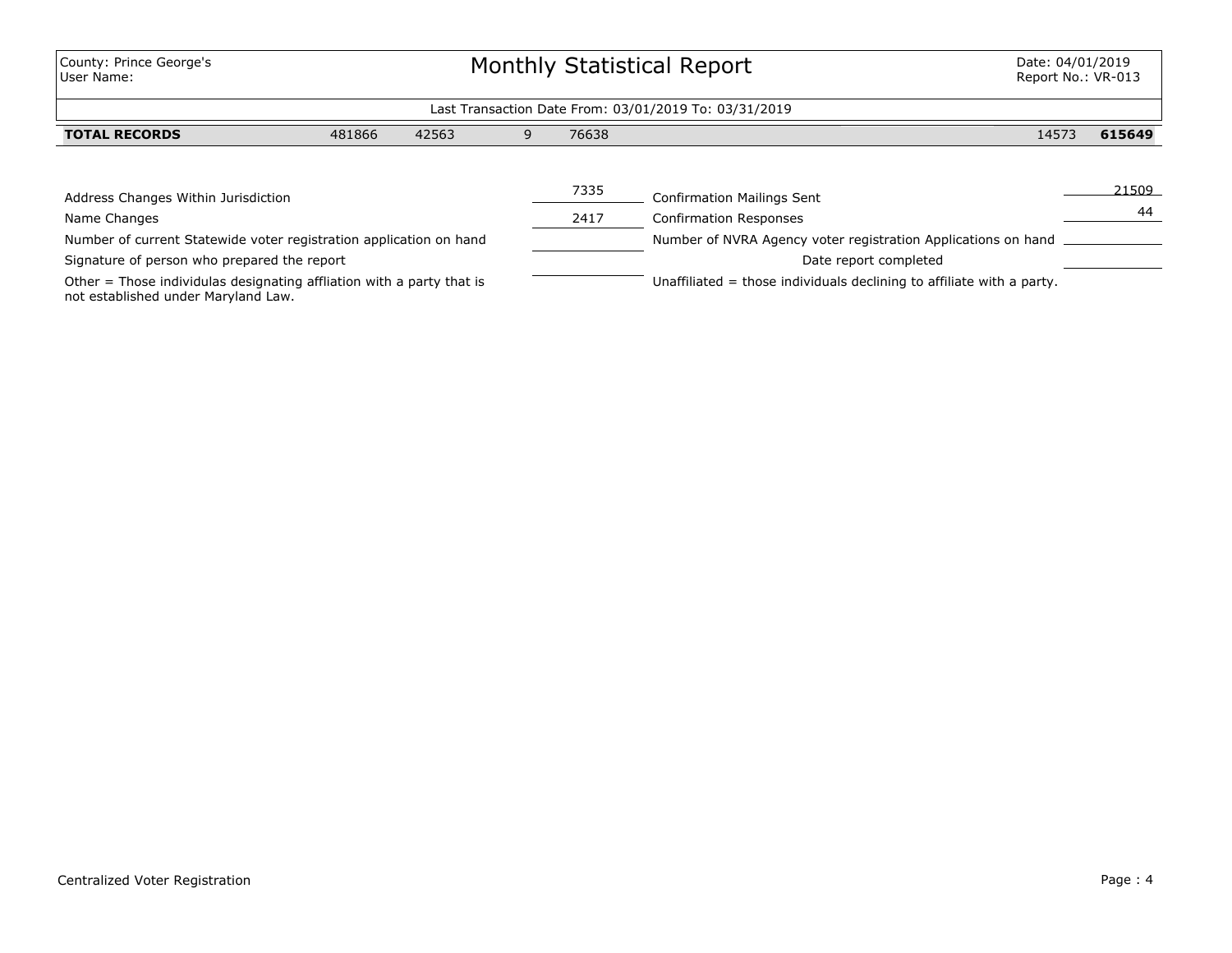County: Prince George's
User Name:

# Monthly Statistical Report

Date: 04/01/2019
Report No.: VR-013

Last Transaction Date From: 03/01/2019 To: 03/31/2019

| | | | | | | |
|---|---|---|---|---|---|---|
| **TOTAL RECORDS** | 481866 | 42563 | 9 | 76638 | 14573 | **615649** |

| | | | |
|---|---|---|---|
| Address Changes Within Jurisdiction | 7335 | Confirmation Mailings Sent | 21509 |
| Name Changes | 2417 | Confirmation Responses | 44 |
| Number of current Statewide voter registration application on hand | | Number of NVRA Agency voter registration Applications on hand | |
| Signature of person who prepared the report | | Date report completed | |
| Other = Those individulas designating affliation with a party that is not established under Maryland Law. | | Unaffiliated = those individuals declining to affiliate with a party. | |

Centralized Voter Registration